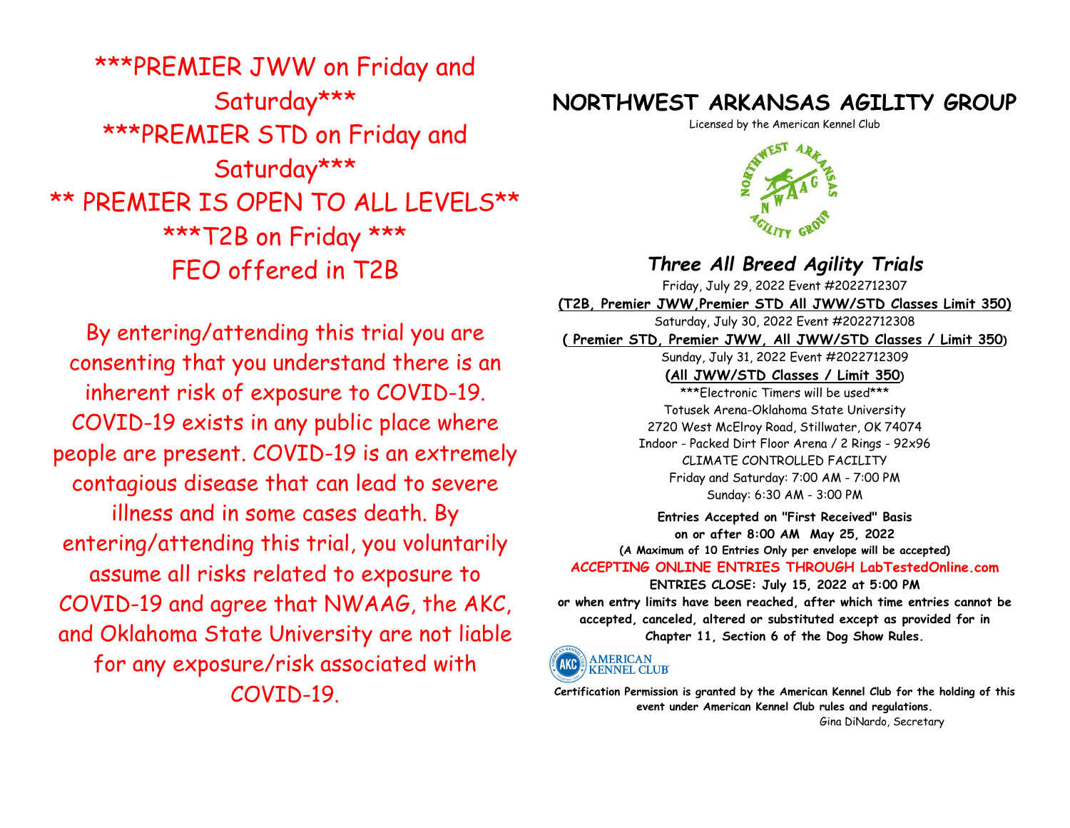\*\*\*PREMIER JWW on Friday and Saturday\*\*\*

\*\*\*PREMIER STD on Friday and Saturday\*\*\*

\*\* PREMIER IS OPEN TO ALL LEVELS\*\*

\*\*\*T2B on Friday \*\*\*

FEO offered in T2B

By entering/attending this trial you are consenting that you understand there is an inherent risk of exposure to COVID-19. COVID-19 exists in any public place where people are present. COVID-19 is an extremely contagious disease that can lead to severe illness and in some cases death. By entering/attending this trial, you voluntarily assume all risks related to exposure to COVID-19 and agree that NWAAG, the AKC, and Oklahoma State University are not liable for any exposure/risk associated with COVID-19.

# NORTHWEST ARKANSAS AGILITY GROUP

Licensed by the American Kennel Club

## *Three All Breed Agility Trials*

Friday, July 29, 2022 Event #2022712307

**(T2B, Premier JWW,Premier STD All JWW/STD Classes Limit 350)**

Saturday, July 30, 2022 Event #2022712308

**( Premier STD, Premier JWW, All JWW/STD Classes / Limit 350)**

Sunday, July 31, 2022 Event #2022712309

**(All JWW/STD Classes / Limit 350)**

\*\*\*Electronic Timers will be used\*\*\*

Totusek Arena-Oklahoma State University

2720 West McElroy Road, Stillwater, OK 74074

Indoor - Packed Dirt Floor Arena / 2 Rings - 92x96

CLIMATE CONTROLLED FACILITY

Friday and Saturday: 7:00 AM - 7:00 PM

Sunday: 6:30 AM - 3:00 PM

**Entries Accepted on "First Received" Basis on or after 8:00 AM May 25, 2022**

**(A Maximum of 10 Entries Only per envelope will be accepted)**

**ACCEPTING ONLINE ENTRIES THROUGH LabTestedOnline.com**

**ENTRIES CLOSE: July 15, 2022 at 5:00 PM**

**or when entry limits have been reached, after which time entries cannot be accepted, canceled, altered or substituted except as provided for in Chapter 11, Section 6 of the Dog Show Rules.**

AMERICAN KENNEL CLUB

**Certification Permission is granted by the American Kennel Club for the holding of this event under American Kennel Club rules and regulations.**

Gina DiNardo, Secretary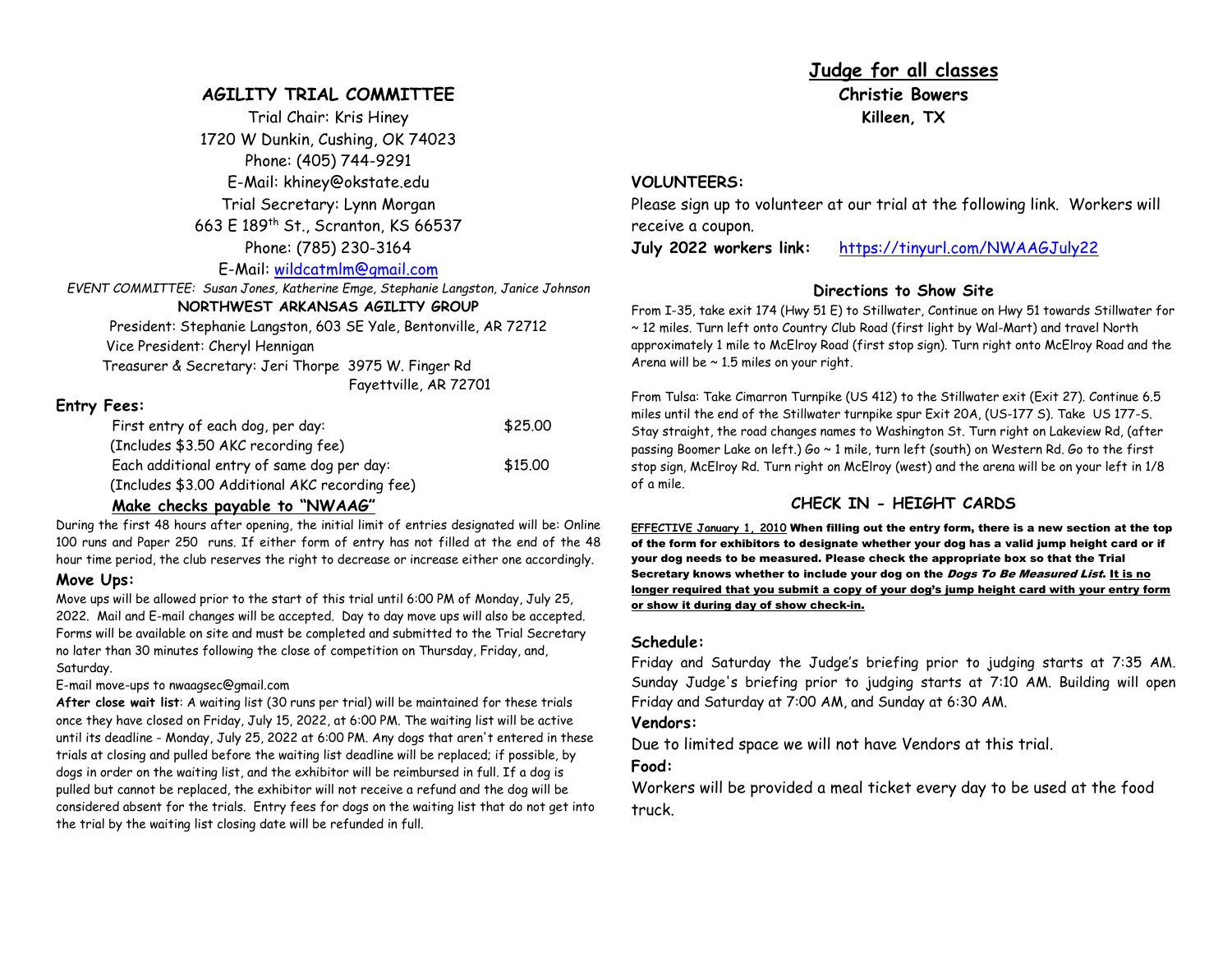## AGILITY TRIAL COMMITTEE

Trial Chair: Kris Hiney
1720 W Dunkin, Cushing, OK 74023
Phone: (405) 744-9291
E-Mail: khiney@okstate.edu
Trial Secretary: Lynn Morgan
663 E 189th St., Scranton, KS 66537
Phone: (785) 230-3164
E-Mail: wildcatmlm@gmail.com

*EVENT COMMITTEE: Susan Jones, Katherine Emge, Stephanie Langston, Janice Johnson*

**NORTHWEST ARKANSAS AGILITY GROUP**

President: Stephanie Langston, 603 SE Yale, Bentonville, AR 72712
Vice President: Cheryl Hennigan
Treasurer & Secretary: Jeri Thorpe 3975 W. Finger Rd
Fayetteville, AR 72701

### Entry Fees:

| | |
|---|---|
| First entry of each dog, per day: (Includes $3.50 AKC recording fee) | $25.00 |
| Each additional entry of same dog per day: (Includes $3.00 Additional AKC recording fee) | $15.00 |

**Make checks payable to "NWAAG"**

During the first 48 hours after opening, the initial limit of entries designated will be: Online 100 runs and Paper 250 runs. If either form of entry has not filled at the end of the 48 hour time period, the club reserves the right to decrease or increase either one accordingly.

### Move Ups:

Move ups will be allowed prior to the start of this trial until 6:00 PM of Monday, July 25, 2022. Mail and E-mail changes will be accepted. Day to day move ups will also be accepted. Forms will be available on site and must be completed and submitted to the Trial Secretary no later than 30 minutes following the close of competition on Thursday, Friday, and, Saturday.

E-mail move-ups to nwaagsec@gmail.com

**After close wait list**: A waiting list (30 runs per trial) will be maintained for these trials once they have closed on Friday, July 15, 2022, at 6:00 PM. The waiting list will be active until its deadline - Monday, July 25, 2022 at 6:00 PM. Any dogs that aren't entered in these trials at closing and pulled before the waiting list deadline will be replaced; if possible, by dogs in order on the waiting list, and the exhibitor will be reimbursed in full. If a dog is pulled but cannot be replaced, the exhibitor will not receive a refund and the dog will be considered absent for the trials. Entry fees for dogs on the waiting list that do not get into the trial by the waiting list closing date will be refunded in full.

## Judge for all classes

**Christie Bowers**
**Killeen, TX**

### VOLUNTEERS:

Please sign up to volunteer at our trial at the following link. Workers will receive a coupon.

**July 2022 workers link:** https://tinyurl.com/NWAAGJuly22

### Directions to Show Site

From I-35, take exit 174 (Hwy 51 E) to Stillwater, Continue on Hwy 51 towards Stillwater for ~ 12 miles. Turn left onto Country Club Road (first light by Wal-Mart) and travel North approximately 1 mile to McElroy Road (first stop sign). Turn right onto McElroy Road and the Arena will be ~ 1.5 miles on your right.

From Tulsa: Take Cimarron Turnpike (US 412) to the Stillwater exit (Exit 27). Continue 6.5 miles until the end of the Stillwater turnpike spur Exit 20A, (US-177 S). Take US 177-S. Stay straight, the road changes names to Washington St. Turn right on Lakeview Rd, (after passing Boomer Lake on left.) Go ~ 1 mile, turn left (south) on Western Rd. Go to the first stop sign, McElroy Rd. Turn right on McElroy (west) and the arena will be on your left in 1/8 of a mile.

### CHECK IN - HEIGHT CARDS

**EFFECTIVE January 1, 2010 When filling out the entry form, there is a new section at the top of the form for exhibitors to designate whether your dog has a valid jump height card or if your dog needs to be measured. Please check the appropriate box so that the Trial Secretary knows whether to include your dog on the *Dogs To Be Measured List*. It is no longer required that you submit a copy of your dog's jump height card with your entry form or show it during day of show check-in.**

### Schedule:

Friday and Saturday the Judge's briefing prior to judging starts at 7:35 AM. Sunday Judge's briefing prior to judging starts at 7:10 AM. Building will open Friday and Saturday at 7:00 AM, and Sunday at 6:30 AM.

### Vendors:

Due to limited space we will not have Vendors at this trial.

### Food:

Workers will be provided a meal ticket every day to be used at the food truck.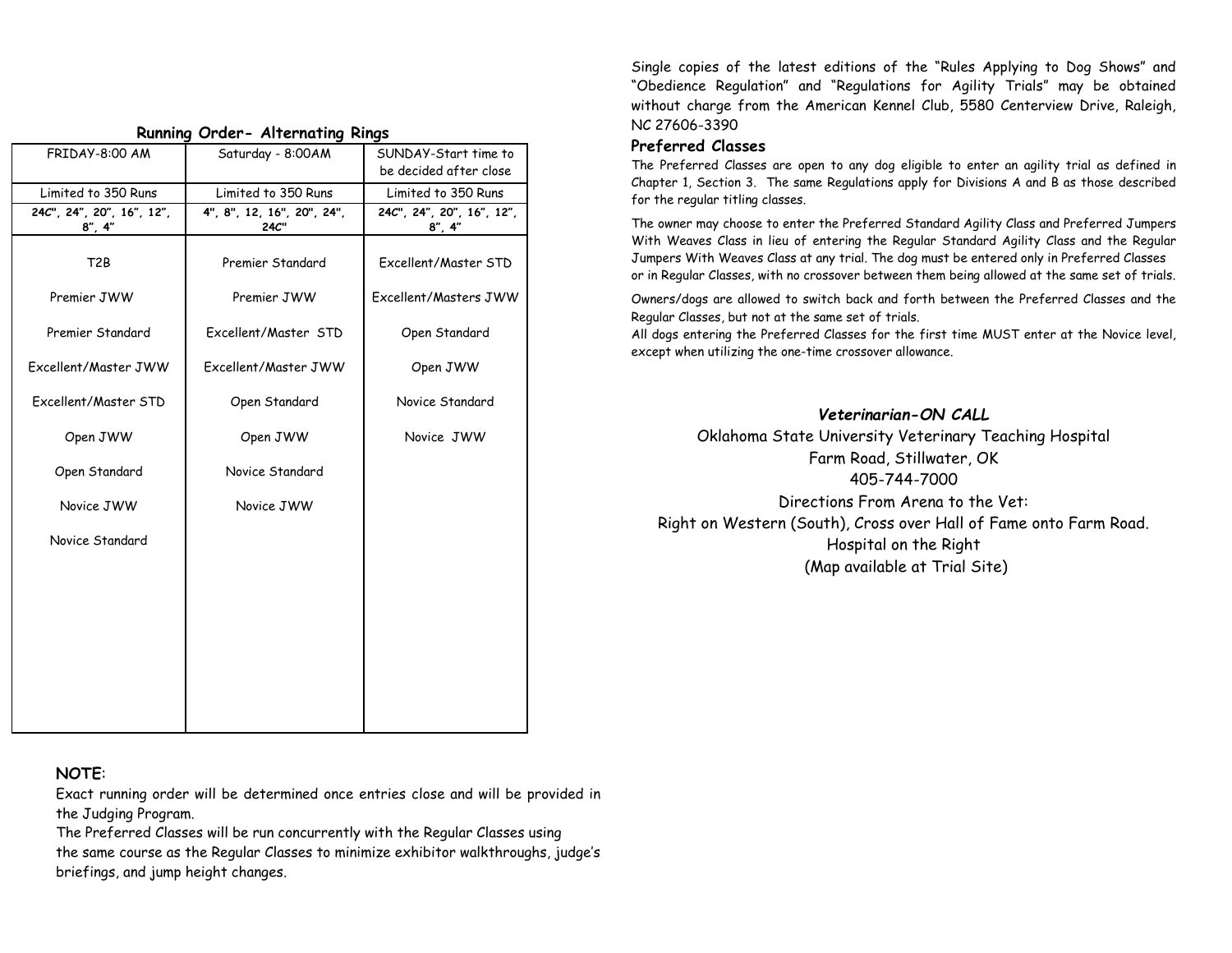**Running Order- Alternating Rings**

| FRIDAY-8:00 AM | Saturday - 8:00AM | SUNDAY-Start time to be decided after close |
|---|---|---|
| Limited to 350 Runs | Limited to 350 Runs | Limited to 350 Runs |
| 24C", 24", 20", 16", 12", 8", 4" | 4", 8", 12, 16", 20", 24", 24C" | 24C", 24", 20", 16", 12", 8", 4" |
| T2B | Premier Standard | Excellent/Master STD |
| Premier JWW | Premier JWW | Excellent/Masters JWW |
| Premier Standard | Excellent/Master STD | Open Standard |
| Excellent/Master JWW | Excellent/Master JWW | Open JWW |
| Excellent/Master STD | Open Standard | Novice Standard |
| Open JWW | Open JWW | Novice JWW |
| Open Standard | Novice Standard | |
| Novice JWW | Novice JWW | |
| Novice Standard | | |

**NOTE**:
Exact running order will be determined once entries close and will be provided in the Judging Program.
The Preferred Classes will be run concurrently with the Regular Classes using the same course as the Regular Classes to minimize exhibitor walkthroughs, judge's briefings, and jump height changes.

Single copies of the latest editions of the "Rules Applying to Dog Shows" and "Obedience Regulation" and "Regulations for Agility Trials" may be obtained without charge from the American Kennel Club, 5580 Centerview Drive, Raleigh, NC 27606-3390

### Preferred Classes

The Preferred Classes are open to any dog eligible to enter an agility trial as defined in Chapter 1, Section 3. The same Regulations apply for Divisions A and B as those described for the regular titling classes.

The owner may choose to enter the Preferred Standard Agility Class and Preferred Jumpers With Weaves Class in lieu of entering the Regular Standard Agility Class and the Regular Jumpers With Weaves Class at any trial. The dog must be entered only in Preferred Classes or in Regular Classes, with no crossover between them being allowed at the same set of trials.

Owners/dogs are allowed to switch back and forth between the Preferred Classes and the Regular Classes, but not at the same set of trials.
All dogs entering the Preferred Classes for the first time MUST enter at the Novice level, except when utilizing the one-time crossover allowance.

***Veterinarian-ON CALL***

Oklahoma State University Veterinary Teaching Hospital
Farm Road, Stillwater, OK
405-744-7000
Directions From Arena to the Vet:
Right on Western (South), Cross over Hall of Fame onto Farm Road.
Hospital on the Right
(Map available at Trial Site)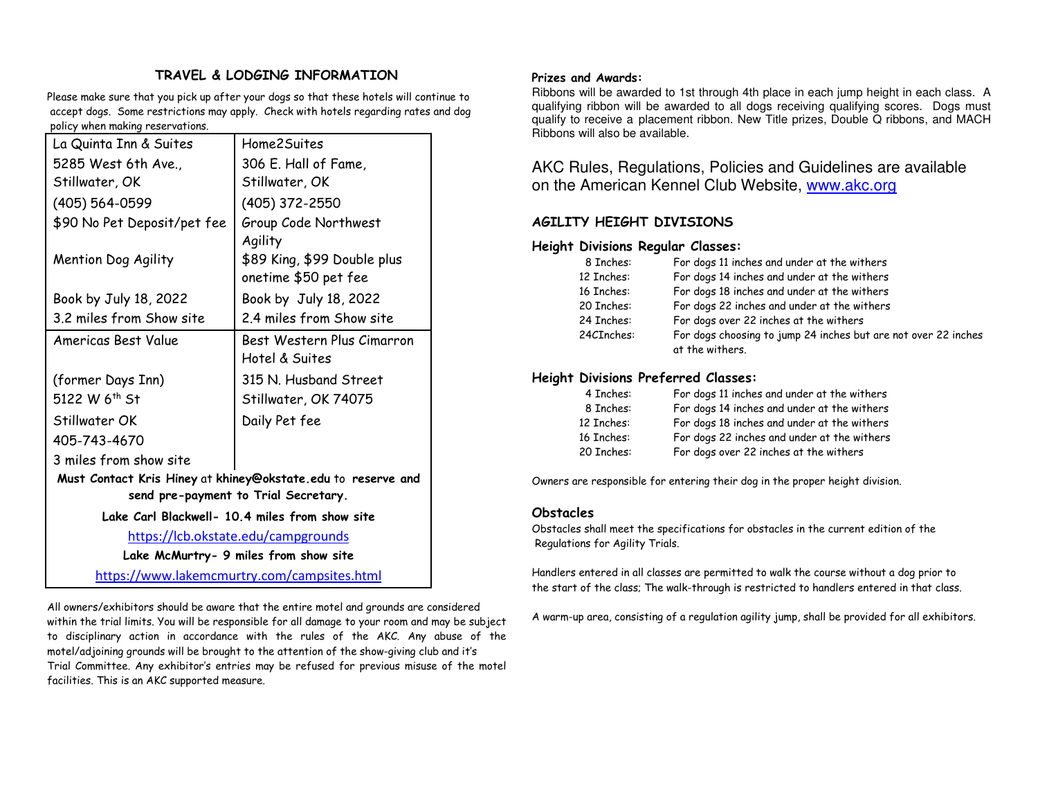## TRAVEL & LODGING INFORMATION

Please make sure that you pick up after your dogs so that these hotels will continue to accept dogs. Some restrictions may apply. Check with hotels regarding rates and dog policy when making reservations.

| La Quinta Inn & Suites | Home2Suites |
|---|---|
| 5285 West 6th Ave., Stillwater, OK | 306 E. Hall of Fame, Stillwater, OK |
| (405) 564-0599 | (405) 372-2550 |
| $90 No Pet Deposit/pet fee | Group Code Northwest Agility |
| Mention Dog Agility | $89 King, $99 Double plus onetime $50 pet fee |
| Book by July 18, 2022 | Book by July 18, 2022 |
| 3.2 miles from Show site | 2.4 miles from Show site |
| Americas Best Value | Best Western Plus Cimarron Hotel & Suites |
| (former Days Inn) | 315 N. Husband Street |
| 5122 W 6th St | Stillwater, OK 74075 |
| Stillwater OK | Daily Pet fee |
| 405-743-4670 | |
| 3 miles from show site | |

**Must Contact Kris Hiney** at **khiney@okstate.edu** to **reserve and send pre-payment to Trial Secretary.**

**Lake Carl Blackwell- 10.4 miles from show site**

https://lcb.okstate.edu/campgrounds

**Lake McMurtry- 9 miles from show site**

https://www.lakemcmurtry.com/campsites.html

All owners/exhibitors should be aware that the entire motel and grounds are considered within the trial limits. You will be responsible for all damage to your room and may be subject to disciplinary action in accordance with the rules of the AKC. Any abuse of the motel/adjoining grounds will be brought to the attention of the show-giving club and it's Trial Committee. Any exhibitor's entries may be refused for previous misuse of the motel facilities. This is an AKC supported measure.

**Prizes and Awards:**

Ribbons will be awarded to 1st through 4th place in each jump height in each class. A qualifying ribbon will be awarded to all dogs receiving qualifying scores. Dogs must qualify to receive a placement ribbon. New Title prizes, Double Q ribbons, and MACH Ribbons will also be available.

AKC Rules, Regulations, Policies and Guidelines are available on the American Kennel Club Website, www.akc.org

### AGILITY HEIGHT DIVISIONS

**Height Divisions Regular Classes:**

| | |
|---|---|
| 8 Inches: | For dogs 11 inches and under at the withers |
| 12 Inches: | For dogs 14 inches and under at the withers |
| 16 Inches: | For dogs 18 inches and under at the withers |
| 20 Inches: | For dogs 22 inches and under at the withers |
| 24 Inches: | For dogs over 22 inches at the withers |
| 24CInches: | For dogs choosing to jump 24 inches but are not over 22 inches at the withers. |

**Height Divisions Preferred Classes:**

| | |
|---|---|
| 4 Inches: | For dogs 11 inches and under at the withers |
| 8 Inches: | For dogs 14 inches and under at the withers |
| 12 Inches: | For dogs 18 inches and under at the withers |
| 16 Inches: | For dogs 22 inches and under at the withers |
| 20 Inches: | For dogs over 22 inches at the withers |

Owners are responsible for entering their dog in the proper height division.

### Obstacles

Obstacles shall meet the specifications for obstacles in the current edition of the Regulations for Agility Trials.

Handlers entered in all classes are permitted to walk the course without a dog prior to the start of the class; The walk-through is restricted to handlers entered in that class.

A warm-up area, consisting of a regulation agility jump, shall be provided for all exhibitors.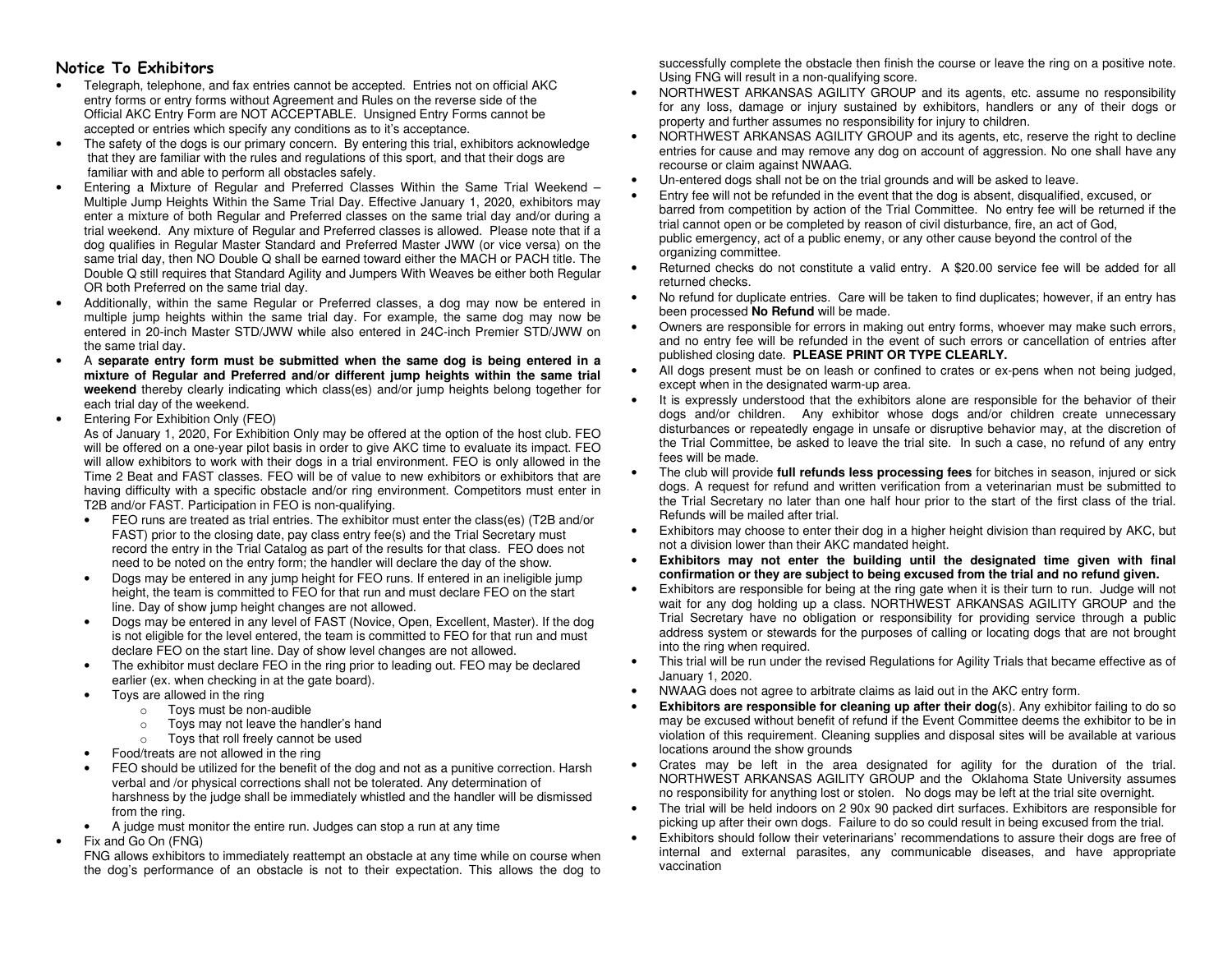## Notice To Exhibitors

- Telegraph, telephone, and fax entries cannot be accepted. Entries not on official AKC entry forms or entry forms without Agreement and Rules on the reverse side of the Official AKC Entry Form are NOT ACCEPTABLE. Unsigned Entry Forms cannot be accepted or entries which specify any conditions as to it's acceptance.
- The safety of the dogs is our primary concern. By entering this trial, exhibitors acknowledge that they are familiar with the rules and regulations of this sport, and that their dogs are familiar with and able to perform all obstacles safely.
- Entering a Mixture of Regular and Preferred Classes Within the Same Trial Weekend – Multiple Jump Heights Within the Same Trial Day. Effective January 1, 2020, exhibitors may enter a mixture of both Regular and Preferred classes on the same trial day and/or during a trial weekend. Any mixture of Regular and Preferred classes is allowed. Please note that if a dog qualifies in Regular Master Standard and Preferred Master JWW (or vice versa) on the same trial day, then NO Double Q shall be earned toward either the MACH or PACH title. The Double Q still requires that Standard Agility and Jumpers With Weaves be either both Regular OR both Preferred on the same trial day.
- Additionally, within the same Regular or Preferred classes, a dog may now be entered in multiple jump heights within the same trial day. For example, the same dog may now be entered in 20-inch Master STD/JWW while also entered in 24C-inch Premier STD/JWW on the same trial day.
- A **separate entry form must be submitted when the same dog is being entered in a mixture of Regular and Preferred and/or different jump heights within the same trial weekend** thereby clearly indicating which class(es) and/or jump heights belong together for each trial day of the weekend.
- Entering For Exhibition Only (FEO)
  As of January 1, 2020, For Exhibition Only may be offered at the option of the host club. FEO will be offered on a one-year pilot basis in order to give AKC time to evaluate its impact. FEO will allow exhibitors to work with their dogs in a trial environment. FEO is only allowed in the Time 2 Beat and FAST classes. FEO will be of value to new exhibitors or exhibitors that are having difficulty with a specific obstacle and/or ring environment. Competitors must enter in T2B and/or FAST. Participation in FEO is non-qualifying.
  - FEO runs are treated as trial entries. The exhibitor must enter the class(es) (T2B and/or FAST) prior to the closing date, pay class entry fee(s) and the Trial Secretary must record the entry in the Trial Catalog as part of the results for that class. FEO does not need to be noted on the entry form; the handler will declare the day of the show.
  - Dogs may be entered in any jump height for FEO runs. If entered in an ineligible jump height, the team is committed to FEO for that run and must declare FEO on the start line. Day of show jump height changes are not allowed.
  - Dogs may be entered in any level of FAST (Novice, Open, Excellent, Master). If the dog is not eligible for the level entered, the team is committed to FEO for that run and must declare FEO on the start line. Day of show level changes are not allowed.
  - The exhibitor must declare FEO in the ring prior to leading out. FEO may be declared earlier (ex. when checking in at the gate board).
  - Toys are allowed in the ring
    - Toys must be non-audible
    - Toys may not leave the handler's hand
    - Toys that roll freely cannot be used
  - Food/treats are not allowed in the ring
  - FEO should be utilized for the benefit of the dog and not as a punitive correction. Harsh verbal and /or physical corrections shall not be tolerated. Any determination of harshness by the judge shall be immediately whistled and the handler will be dismissed from the ring.
  - A judge must monitor the entire run. Judges can stop a run at any time
- Fix and Go On (FNG)
  FNG allows exhibitors to immediately reattempt an obstacle at any time while on course when the dog's performance of an obstacle is not to their expectation. This allows the dog to successfully complete the obstacle then finish the course or leave the ring on a positive note. Using FNG will result in a non-qualifying score.
- NORTHWEST ARKANSAS AGILITY GROUP and its agents, etc. assume no responsibility for any loss, damage or injury sustained by exhibitors, handlers or any of their dogs or property and further assumes no responsibility for injury to children.
- NORTHWEST ARKANSAS AGILITY GROUP and its agents, etc, reserve the right to decline entries for cause and may remove any dog on account of aggression. No one shall have any recourse or claim against NWAAG.
- Un-entered dogs shall not be on the trial grounds and will be asked to leave.
- Entry fee will not be refunded in the event that the dog is absent, disqualified, excused, or barred from competition by action of the Trial Committee. No entry fee will be returned if the trial cannot open or be completed by reason of civil disturbance, fire, an act of God, public emergency, act of a public enemy, or any other cause beyond the control of the organizing committee.
- Returned checks do not constitute a valid entry. A $20.00 service fee will be added for all returned checks.
- No refund for duplicate entries. Care will be taken to find duplicates; however, if an entry has been processed **No Refund** will be made.
- Owners are responsible for errors in making out entry forms, whoever may make such errors, and no entry fee will be refunded in the event of such errors or cancellation of entries after published closing date. **PLEASE PRINT OR TYPE CLEARLY.**
- All dogs present must be on leash or confined to crates or ex-pens when not being judged, except when in the designated warm-up area.
- It is expressly understood that the exhibitors alone are responsible for the behavior of their dogs and/or children. Any exhibitor whose dogs and/or children create unnecessary disturbances or repeatedly engage in unsafe or disruptive behavior may, at the discretion of the Trial Committee, be asked to leave the trial site. In such a case, no refund of any entry fees will be made.
- The club will provide **full refunds less processing fees** for bitches in season, injured or sick dogs. A request for refund and written verification from a veterinarian must be submitted to the Trial Secretary no later than one half hour prior to the start of the first class of the trial. Refunds will be mailed after trial.
- Exhibitors may choose to enter their dog in a higher height division than required by AKC, but not a division lower than their AKC mandated height.
- **Exhibitors may not enter the building until the designated time given with final confirmation or they are subject to being excused from the trial and no refund given.**
- Exhibitors are responsible for being at the ring gate when it is their turn to run. Judge will not wait for any dog holding up a class. NORTHWEST ARKANSAS AGILITY GROUP and the Trial Secretary have no obligation or responsibility for providing service through a public address system or stewards for the purposes of calling or locating dogs that are not brought into the ring when required.
- This trial will be run under the revised Regulations for Agility Trials that became effective as of January 1, 2020.
- NWAAG does not agree to arbitrate claims as laid out in the AKC entry form.
- **Exhibitors are responsible for cleaning up after their dog(s)**. Any exhibitor failing to do so may be excused without benefit of refund if the Event Committee deems the exhibitor to be in violation of this requirement. Cleaning supplies and disposal sites will be available at various locations around the show grounds
- Crates may be left in the area designated for agility for the duration of the trial. NORTHWEST ARKANSAS AGILITY GROUP and the Oklahoma State University assumes no responsibility for anything lost or stolen. No dogs may be left at the trial site overnight.
- The trial will be held indoors on 2 90x 90 packed dirt surfaces. Exhibitors are responsible for picking up after their own dogs. Failure to do so could result in being excused from the trial.
- Exhibitors should follow their veterinarians' recommendations to assure their dogs are free of internal and external parasites, any communicable diseases, and have appropriate vaccination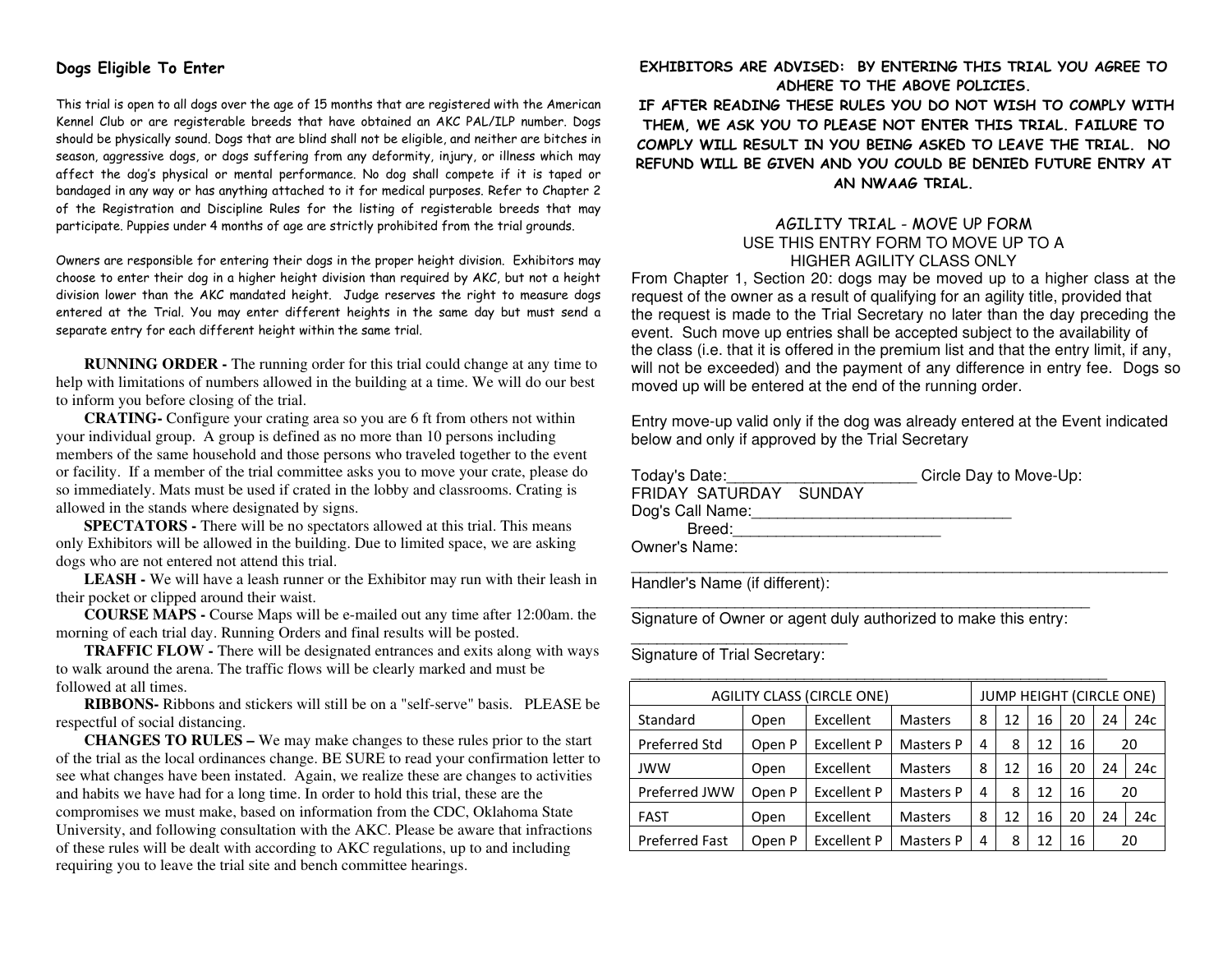### Dogs Eligible To Enter

This trial is open to all dogs over the age of 15 months that are registered with the American Kennel Club or are registerable breeds that have obtained an AKC PAL/ILP number. Dogs should be physically sound. Dogs that are blind shall not be eligible, and neither are bitches in season, aggressive dogs, or dogs suffering from any deformity, injury, or illness which may affect the dog's physical or mental performance. No dog shall compete if it is taped or bandaged in any way or has anything attached to it for medical purposes. Refer to Chapter 2 of the Registration and Discipline Rules for the listing of registerable breeds that may participate. Puppies under 4 months of age are strictly prohibited from the trial grounds.

Owners are responsible for entering their dogs in the proper height division. Exhibitors may choose to enter their dog in a higher height division than required by AKC, but not a height division lower than the AKC mandated height. Judge reserves the right to measure dogs entered at the Trial. You may enter different heights in the same day but must send a separate entry for each different height within the same trial.

**RUNNING ORDER -** The running order for this trial could change at any time to help with limitations of numbers allowed in the building at a time. We will do our best to inform you before closing of the trial.

**CRATING-** Configure your crating area so you are 6 ft from others not within your individual group. A group is defined as no more than 10 persons including members of the same household and those persons who traveled together to the event or facility. If a member of the trial committee asks you to move your crate, please do so immediately. Mats must be used if crated in the lobby and classrooms. Crating is allowed in the stands where designated by signs.

**SPECTATORS -** There will be no spectators allowed at this trial. This means only Exhibitors will be allowed in the building. Due to limited space, we are asking dogs who are not entered not attend this trial.

**LEASH -** We will have a leash runner or the Exhibitor may run with their leash in their pocket or clipped around their waist.

**COURSE MAPS -** Course Maps will be e-mailed out any time after 12:00am. the morning of each trial day. Running Orders and final results will be posted.

**TRAFFIC FLOW -** There will be designated entrances and exits along with ways to walk around the arena. The traffic flows will be clearly marked and must be followed at all times.

**RIBBONS-** Ribbons and stickers will still be on a "self-serve" basis. PLEASE be respectful of social distancing.

**CHANGES TO RULES –** We may make changes to these rules prior to the start of the trial as the local ordinances change. BE SURE to read your confirmation letter to see what changes have been instated. Again, we realize these are changes to activities and habits we have had for a long time. In order to hold this trial, these are the compromises we must make, based on information from the CDC, Oklahoma State University, and following consultation with the AKC. Please be aware that infractions of these rules will be dealt with according to AKC regulations, up to and including requiring you to leave the trial site and bench committee hearings.

**EXHIBITORS ARE ADVISED: BY ENTERING THIS TRIAL YOU AGREE TO ADHERE TO THE ABOVE POLICIES.**
**IF AFTER READING THESE RULES YOU DO NOT WISH TO COMPLY WITH THEM, WE ASK YOU TO PLEASE NOT ENTER THIS TRIAL. FAILURE TO COMPLY WILL RESULT IN YOU BEING ASKED TO LEAVE THE TRIAL. NO REFUND WILL BE GIVEN AND YOU COULD BE DENIED FUTURE ENTRY AT AN NWAAG TRIAL.**

## AGILITY TRIAL - MOVE UP FORM
USE THIS ENTRY FORM TO MOVE UP TO A HIGHER AGILITY CLASS ONLY

From Chapter 1, Section 20: dogs may be moved up to a higher class at the request of the owner as a result of qualifying for an agility title, provided that the request is made to the Trial Secretary no later than the day preceding the event. Such move up entries shall be accepted subject to the availability of the class (i.e. that it is offered in the premium list and that the entry limit, if any, will not be exceeded) and the payment of any difference in entry fee. Dogs so moved up will be entered at the end of the running order.

Entry move-up valid only if the dog was already entered at the Event indicated below and only if approved by the Trial Secretary

Today's Date:______________________ Circle Day to Move-Up:
FRIDAY SATURDAY SUNDAY
Dog's Call Name:______________________________
Breed:________________________
Owner's Name:
_________________________________________________________________
Handler's Name (if different):
_______________________________________________________
Signature of Owner or agent duly authorized to make this entry:
_________________________
Signature of Trial Secretary:
_________________________________________________________

| AGILITY CLASS (CIRCLE ONE) | | | | JUMP HEIGHT (CIRCLE ONE) | | | | | |
|---|---|---|---|---|---|---|---|---|---|
| Standard | Open | Excellent | Masters | 8 | 12 | 16 | 20 | 24 | 24c |
| Preferred Std | Open P | Excellent P | Masters P | 4 | 8 | 12 | 16 | 20 | |
| JWW | Open | Excellent | Masters | 8 | 12 | 16 | 20 | 24 | 24c |
| Preferred JWW | Open P | Excellent P | Masters P | 4 | 8 | 12 | 16 | 20 | |
| FAST | Open | Excellent | Masters | 8 | 12 | 16 | 20 | 24 | 24c |
| Preferred Fast | Open P | Excellent P | Masters P | 4 | 8 | 12 | 16 | 20 | |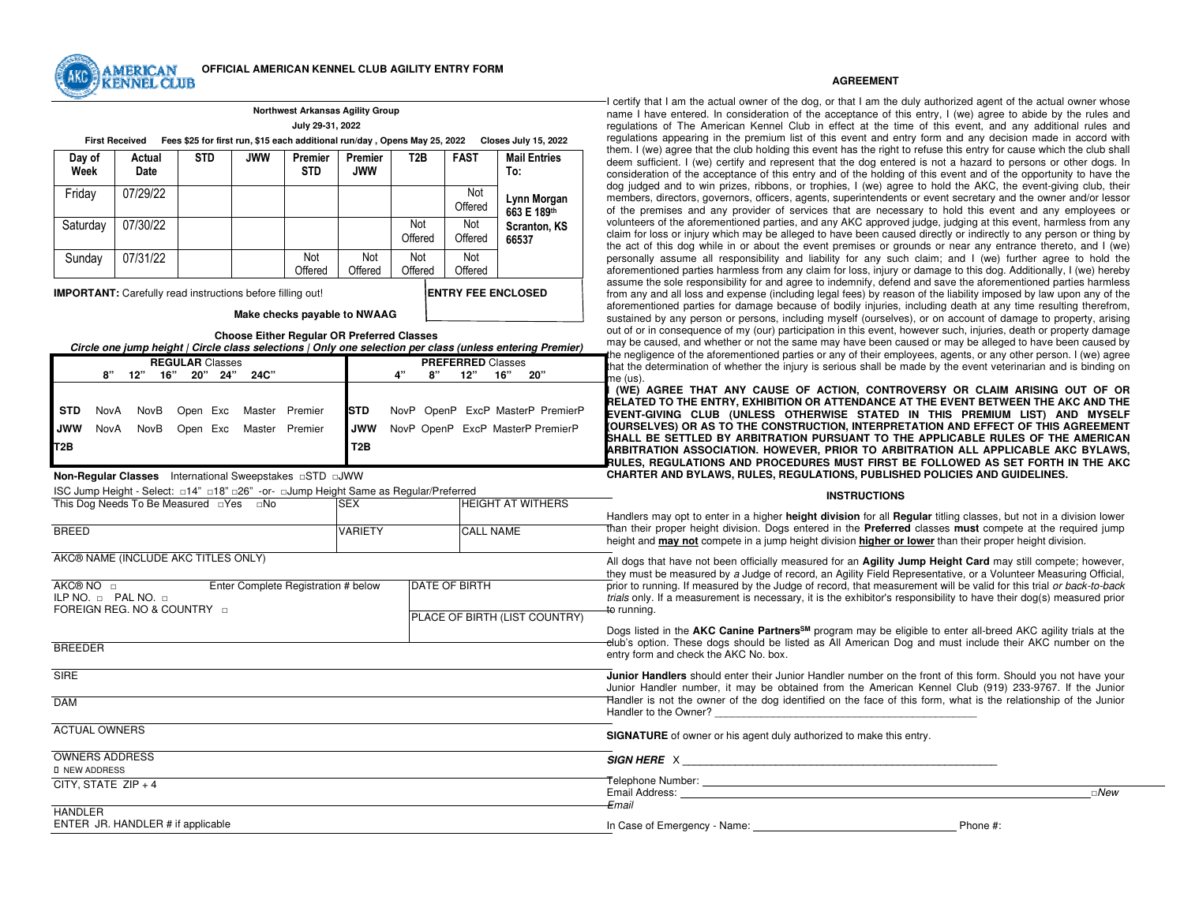**AMERICAN KENNEL CLUB**

**OFFICIAL AMERICAN KENNEL CLUB AGILITY ENTRY FORM**

**Northwest Arkansas Agility Group**

**July 29-31, 2022**

**First Received** **Fees $25 for first run, $15 each additional run/day , Opens May 25, 2022** **Closes July 15, 2022**

| Day of Week | Actual Date | STD | JWW | Premier STD | Premier JWW | T2B | FAST | Mail Entries To: |
|---|---|---|---|---|---|---|---|---|
| Friday | 07/29/22 | | | | | | Not Offered | **Lynn Morgan 663 E 189th Scranton, KS 66537** |
| Saturday | 07/30/22 | | | | | Not Offered | Not Offered | |
| Sunday | 07/31/22 | | | Not Offered | Not Offered | Not Offered | Not Offered | |

**IMPORTANT:** Carefully read instructions before filling out!

**ENTRY FEE ENCLOSED**

**Make checks payable to NWAAG**

**Choose Either Regular OR Preferred Classes**

***Circle one jump height | Circle class selections | Only one selection per class (unless entering Premier)***

| **REGULAR** Classes | **PREFERRED** Classes |
|---|---|
| 8" 12" 16" 20" 24" 24C" | 4" 8" 12" 16" 20" |
| **STD** NovA NovB Open Exc Master Premier | **STD** NovP OpenP ExcP MasterP PremierP |
| **JWW** NovA NovB Open Exc Master Premier | **JWW** NovP OpenP ExcP MasterP PremierP |
| **T2B** | **T2B** |

**Non-Regular Classes** International Sweepstakes □STD □JWW

ISC Jump Height - Select: □14" □18" □26" -or- □Jump Height Same as Regular/Preferred

This Dog Needs To Be Measured □Yes □No | SEX | HEIGHT AT WITHERS

BREED | VARIETY | CALL NAME

AKC® NAME (INCLUDE AKC TITLES ONLY)

AKC® NO □ Enter Complete Registration # below
ILP NO. □ PAL NO. □
FOREIGN REG. NO & COUNTRY □

DATE OF BIRTH

PLACE OF BIRTH (LIST COUNTRY)

BREEDER

SIRE

DAM

ACTUAL OWNERS

OWNERS ADDRESS
□ NEW ADDRESS

CITY, STATE ZIP + 4

HANDLER
ENTER JR. HANDLER # if applicable

## AGREEMENT

I certify that I am the actual owner of the dog, or that I am the duly authorized agent of the actual owner whose name I have entered. In consideration of the acceptance of this entry, I (we) agree to abide by the rules and regulations of The American Kennel Club in effect at the time of this event, and any additional rules and regulations appearing in the premium list of this event and entry form and any decision made in accord with them. I (we) agree that the club holding this event has the right to refuse this entry for cause which the club shall deem sufficient. I (we) certify and represent that the dog entered is not a hazard to persons or other dogs. In consideration of the acceptance of this entry and of the holding of this event and of the opportunity to have the dog judged and to win prizes, ribbons, or trophies, I (we) agree to hold the AKC, the event-giving club, their members, directors, governors, officers, agents, superintendents or event secretary and the owner and/or lessor of the premises and any provider of services that are necessary to hold this event and any employees or volunteers of the aforementioned parties, and any AKC approved judge, judging at this event, harmless from any claim for loss or injury which may be alleged to have been caused directly or indirectly to any person or thing by the act of this dog while in or about the event premises or grounds or near any entrance thereto, and I (we) personally assume all responsibility and liability for any such claim; and I (we) further agree to hold the aforementioned parties harmless from any claim for loss, injury or damage to this dog. Additionally, I (we) hereby assume the sole responsibility for and agree to indemnify, defend and save the aforementioned parties harmless from any and all loss and expense (including legal fees) by reason of the liability imposed by law upon any of the aforementioned parties for damage because of bodily injuries, including death at any time resulting therefrom, sustained by any person or persons, including myself (ourselves), or on account of damage to property, arising out of or in consequence of my (our) participation in this event, however such, injuries, death or property damage may be caused, and whether or not the same may have been caused or may be alleged to have been caused by the negligence of the aforementioned parties or any of their employees, agents, or any other person. I (we) agree that the determination of whether the injury is serious shall be made by the event veterinarian and is binding on me (us).

**I (WE) AGREE THAT ANY CAUSE OF ACTION, CONTROVERSY OR CLAIM ARISING OUT OF OR RELATED TO THE ENTRY, EXHIBITION OR ATTENDANCE AT THE EVENT BETWEEN THE AKC AND THE EVENT-GIVING CLUB (UNLESS OTHERWISE STATED IN THIS PREMIUM LIST) AND MYSELF (OURSELVES) OR AS TO THE CONSTRUCTION, INTERPRETATION AND EFFECT OF THIS AGREEMENT SHALL BE SETTLED BY ARBITRATION PURSUANT TO THE APPLICABLE RULES OF THE AMERICAN ARBITRATION ASSOCIATION. HOWEVER, PRIOR TO ARBITRATION ALL APPLICABLE AKC BYLAWS, RULES, REGULATIONS AND PROCEDURES MUST FIRST BE FOLLOWED AS SET FORTH IN THE AKC CHARTER AND BYLAWS, RULES, REGULATIONS, PUBLISHED POLICIES AND GUIDELINES.**

## INSTRUCTIONS

Handlers may opt to enter in a higher **height division** for all **Regular** titling classes, but not in a division lower than their proper height division. Dogs entered in the **Preferred** classes **must** compete at the required jump height and **may not** compete in a jump height division **higher or lower** than their proper height division.

All dogs that have not been officially measured for an **Agility Jump Height Card** may still compete; however, they must be measured by *a* Judge of record, an Agility Field Representative, or a Volunteer Measuring Official, prior to running. If measured by the Judge of record, that measurement will be valid for this trial *or back-to-back trials* only. If a measurement is necessary, it is the exhibitor's responsibility to have their dog(s) measured prior to running.

Dogs listed in the **AKC Canine Partners**SM program may be eligible to enter all-breed AKC agility trials at the club's option. These dogs should be listed as All American Dog and must include their AKC number on the entry form and check the AKC No. box.

**Junior Handlers** should enter their Junior Handler number on the front of this form. Should you not have your Junior Handler number, it may be obtained from the American Kennel Club (919) 233-9767. If the Junior Handler is not the owner of the dog identified on the face of this form, what is the relationship of the Junior Handler to the Owner? ____________________________________________

**SIGNATURE** of owner or his agent duly authorized to make this entry.

***SIGN HERE*** X ______________________________________________________

Telephone Number: ______________________________________________

Email Address: ______________________________________________ □*New Email*

In Case of Emergency - Name: ___________________________________ Phone #: